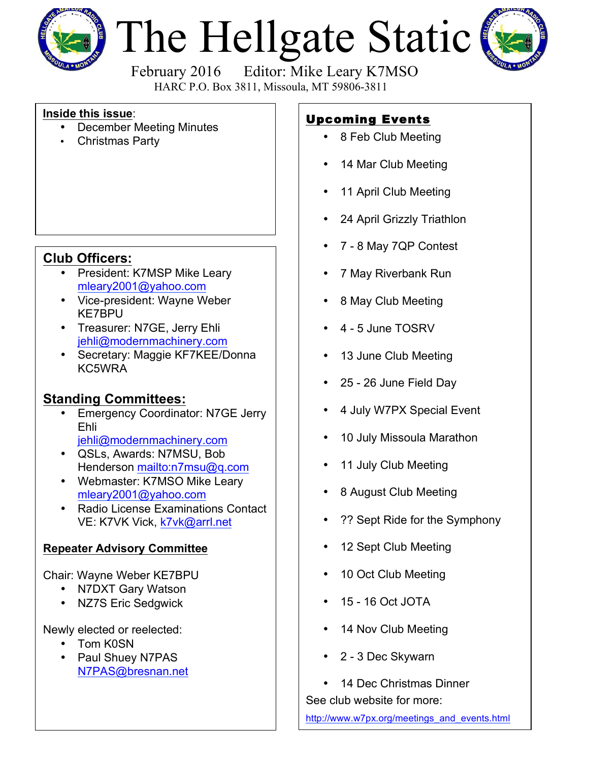# The Hellgate Static

February 2016 Editor: Mike Leary K7MSO

HARC P.O. Box 3811, Missoula, MT 59806-3811

**Inside this issue**:

- December Meeting Minutes
- Christmas Party

## Club Officers:

- President: K7MSP Mike Leary mleary2001@yahoo.com
- Vice-president: Wayne Weber KE7BPU
- Treasurer: N7GE, Jerry Ehli jehli@modernmachinery.com
- Secretary: Maggie KF7KEE/Donna KC5WRA

## Standing Committees:

- Emergency Coordinator: N7GE Jerry Ehli jehli@modernmachinery.com
- QSLs, Awards: N7MSU, Bob Henderson mailto:n7msu@q.com
- Webmaster: K7MSO Mike Leary mleary2001@yahoo.com
- Radio License Examinations Contact VE: K7VK Vick, k7vk@arrl.net

### Repeater Advisory Committee

Chair: Wayne Weber KE7BPU

- N7DXT Gary Watson
- NZ7S Eric Sedgwick

Newly elected or reelected:

- Tom K0SN
- Paul Shuey N7PAS N7PAS@bresnan.net

## Upcoming Events

- 8 Feb Club Meeting
- 14 Mar Club Meeting
- 11 April Club Meeting
- 24 April Grizzly Triathlon
- 7 - 8 May 7QP Contest
- 7 May Riverbank Run
- 8 May Club Meeting
- 4 - 5 June TOSRV
- 13 June Club Meeting
- 25 - 26 June Field Day
- 4 July W7PX Special Event
- 10 July Missoula Marathon
- 11 July Club Meeting
- 8 August Club Meeting
- ?? Sept Ride for the Symphony
- 12 Sept Club Meeting
- 10 Oct Club Meeting
- 15 - 16 Oct JOTA
- 14 Nov Club Meeting
- 2 - 3 Dec Skywarn
- 14 Dec Christmas Dinner

See club website for more:

http://www.w7px.org/meetings_and_events.html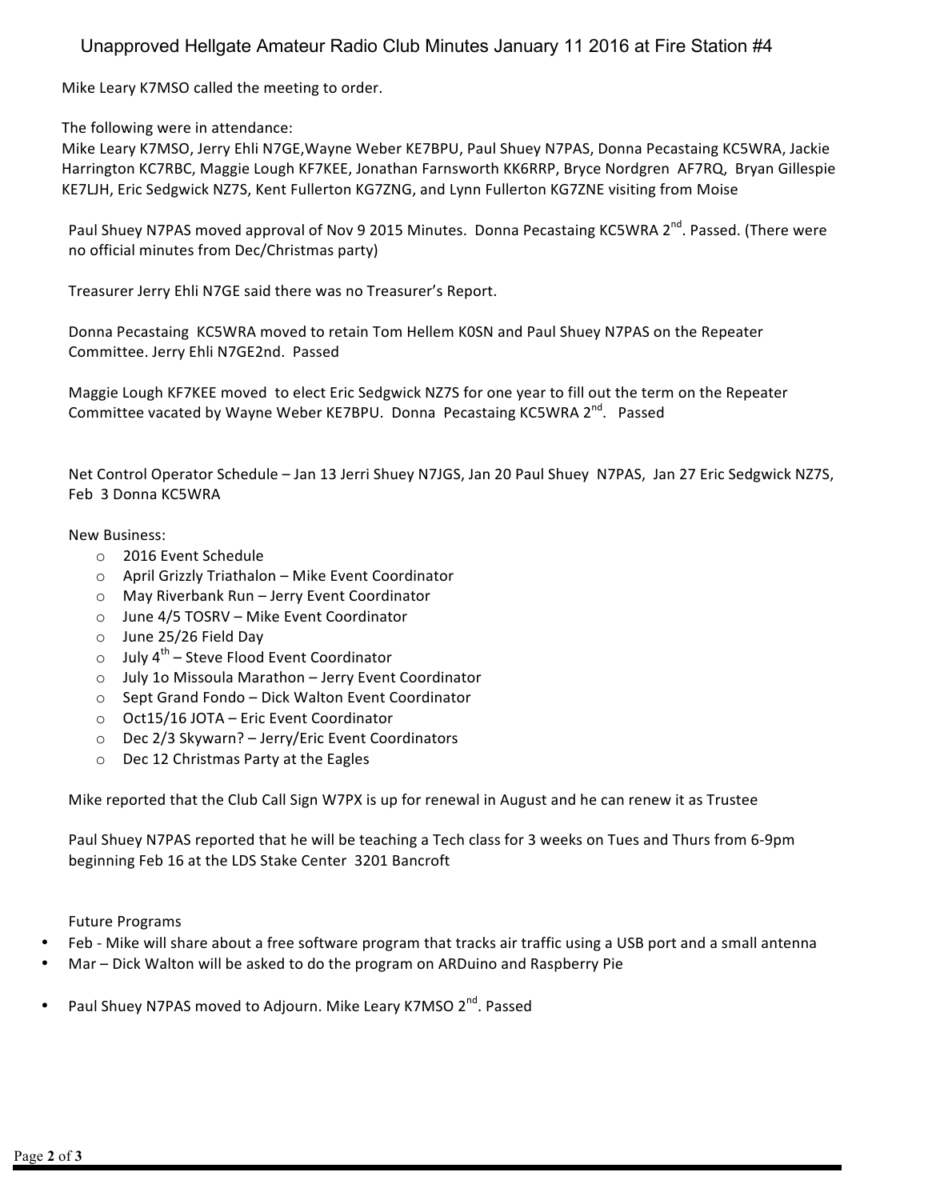# Unapproved Hellgate Amateur Radio Club Minutes January 11 2016 at Fire Station #4

Mike Leary K7MSO called the meeting to order.

The following were in attendance:
Mike Leary K7MSO, Jerry Ehli N7GE,Wayne Weber KE7BPU, Paul Shuey N7PAS, Donna Pecastaing KC5WRA, Jackie Harrington KC7RBC, Maggie Lough KF7KEE, Jonathan Farnsworth KK6RRP, Bryce Nordgren AF7RQ, Bryan Gillespie KE7LJH, Eric Sedgwick NZ7S, Kent Fullerton KG7ZNG, and Lynn Fullerton KG7ZNE visiting from Moise

Paul Shuey N7PAS moved approval of Nov 9 2015 Minutes. Donna Pecastaing KC5WRA 2nd. Passed. (There were no official minutes from Dec/Christmas party)

Treasurer Jerry Ehli N7GE said there was no Treasurer's Report.

Donna Pecastaing KC5WRA moved to retain Tom Hellem K0SN and Paul Shuey N7PAS on the Repeater Committee. Jerry Ehli N7GE2nd. Passed

Maggie Lough KF7KEE moved to elect Eric Sedgwick NZ7S for one year to fill out the term on the Repeater Committee vacated by Wayne Weber KE7BPU. Donna Pecastaing KC5WRA 2nd. Passed

Net Control Operator Schedule – Jan 13 Jerri Shuey N7JGS, Jan 20 Paul Shuey N7PAS, Jan 27 Eric Sedgwick NZ7S, Feb 3 Donna KC5WRA

New Business:

- 2016 Event Schedule
- April Grizzly Triathalon – Mike Event Coordinator
- May Riverbank Run – Jerry Event Coordinator
- June 4/5 TOSRV – Mike Event Coordinator
- June 25/26 Field Day
- July 4th – Steve Flood Event Coordinator
- July 1o Missoula Marathon – Jerry Event Coordinator
- Sept Grand Fondo – Dick Walton Event Coordinator
- Oct15/16 JOTA – Eric Event Coordinator
- Dec 2/3 Skywarn? – Jerry/Eric Event Coordinators
- Dec 12 Christmas Party at the Eagles

Mike reported that the Club Call Sign W7PX is up for renewal in August and he can renew it as Trustee

Paul Shuey N7PAS reported that he will be teaching a Tech class for 3 weeks on Tues and Thurs from 6-9pm beginning Feb 16 at the LDS Stake Center 3201 Bancroft

Future Programs

- Feb - Mike will share about a free software program that tracks air traffic using a USB port and a small antenna
- Mar – Dick Walton will be asked to do the program on ARDuino and Raspberry Pie

- Paul Shuey N7PAS moved to Adjourn. Mike Leary K7MSO 2nd. Passed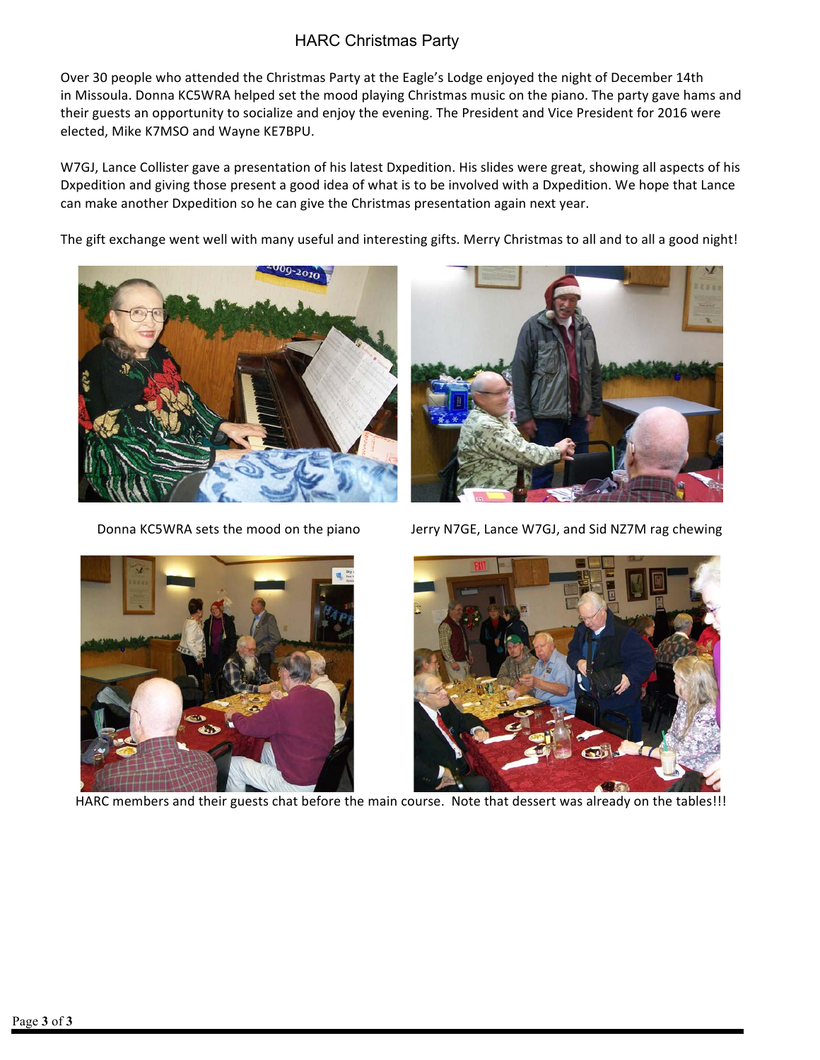# HARC Christmas Party

Over 30 people who attended the Christmas Party at the Eagle's Lodge enjoyed the night of December 14th in Missoula. Donna KC5WRA helped set the mood playing Christmas music on the piano. The party gave hams and their guests an opportunity to socialize and enjoy the evening. The President and Vice President for 2016 were elected, Mike K7MSO and Wayne KE7BPU.

W7GJ, Lance Collister gave a presentation of his latest Dxpedition. His slides were great, showing all aspects of his Dxpedition and giving those present a good idea of what is to be involved with a Dxpedition. We hope that Lance can make another Dxpedition so he can give the Christmas presentation again next year.

The gift exchange went well with many useful and interesting gifts. Merry Christmas to all and to all a good night!

Donna KC5WRA sets the mood on the piano

Jerry N7GE, Lance W7GJ, and Sid NZ7M rag chewing

HARC members and their guests chat before the main course. Note that dessert was already on the tables!!!